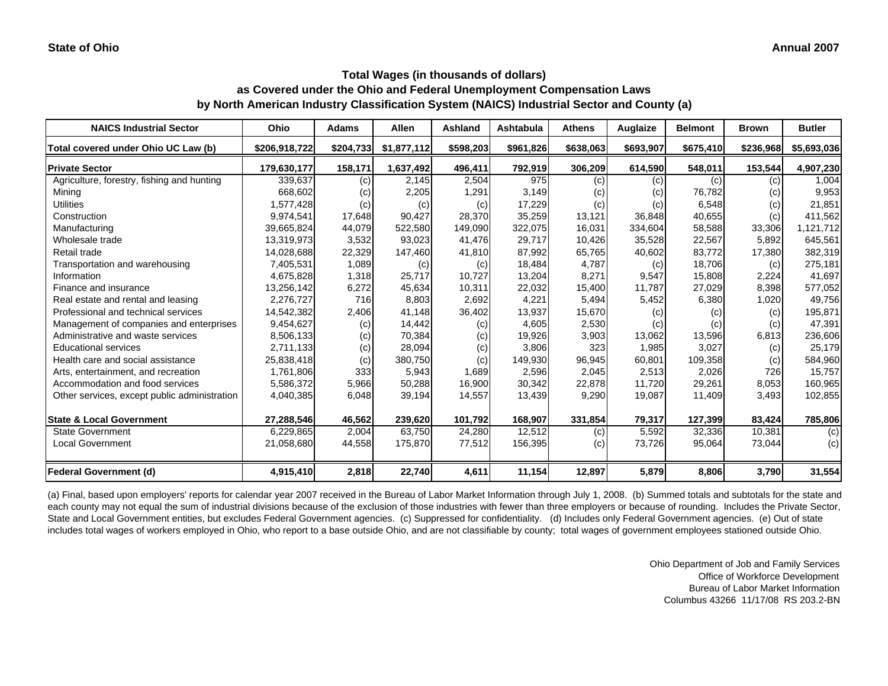**State of Ohio** **Annual 2007**

### Total Wages (in thousands of dollars)
### as Covered under the Ohio and Federal Unemployment Compensation Laws
### by North American Industry Classification System (NAICS) Industrial Sector and County (a)

| NAICS Industrial Sector | Ohio | Adams | Allen | Ashland | Ashtabula | Athens | Auglaize | Belmont | Brown | Butler |
|---|---|---|---|---|---|---|---|---|---|---|
| Total covered under Ohio UC Law (b) | $206,918,722 | $204,733 | $1,877,112 | $598,203 | $961,826 | $638,063 | $693,907 | $675,410 | $236,968 | $5,693,036 |
| **Private Sector** | **179,630,177** | **158,171** | **1,637,492** | **496,411** | **792,919** | **306,209** | **614,590** | **548,011** | **153,544** | **4,907,230** |
| Agriculture, forestry, fishing and hunting | 339,637 | (c) | 2,145 | 2,504 | 975 | (c) | (c) | (c) | (c) | 1,004 |
| Mining | 668,602 | (c) | 2,205 | 1,291 | 3,149 | (c) | (c) | 76,782 | (c) | 9,953 |
| Utilities | 1,577,428 | (c) | (c) | (c) | 17,229 | (c) | (c) | 6,548 | (c) | 21,851 |
| Construction | 9,974,541 | 17,648 | 90,427 | 28,370 | 35,259 | 13,121 | 36,848 | 40,655 | (c) | 411,562 |
| Manufacturing | 39,665,824 | 44,079 | 522,580 | 149,090 | 322,075 | 16,031 | 334,604 | 58,588 | 33,306 | 1,121,712 |
| Wholesale trade | 13,319,973 | 3,532 | 93,023 | 41,476 | 29,717 | 10,426 | 35,528 | 22,567 | 5,892 | 645,561 |
| Retail trade | 14,028,688 | 22,329 | 147,460 | 41,810 | 87,992 | 65,765 | 40,602 | 83,772 | 17,380 | 382,319 |
| Transportation and warehousing | 7,405,531 | 1,089 | (c) | (c) | 18,484 | 4,787 | (c) | 18,706 | (c) | 275,181 |
| Information | 4,675,828 | 1,318 | 25,717 | 10,727 | 13,204 | 8,271 | 9,547 | 15,808 | 2,224 | 41,697 |
| Finance and insurance | 13,256,142 | 6,272 | 45,634 | 10,311 | 22,032 | 15,400 | 11,787 | 27,029 | 8,398 | 577,052 |
| Real estate and rental and leasing | 2,276,727 | 716 | 8,803 | 2,692 | 4,221 | 5,494 | 5,452 | 6,380 | 1,020 | 49,756 |
| Professional and technical services | 14,542,382 | 2,406 | 41,148 | 36,402 | 13,937 | 15,670 | (c) | (c) | (c) | 195,871 |
| Management of companies and enterprises | 9,454,627 | (c) | 14,442 | (c) | 4,605 | 2,530 | (c) | (c) | (c) | 47,391 |
| Administrative and waste services | 8,506,133 | (c) | 70,384 | (c) | 19,926 | 3,903 | 13,062 | 13,596 | 6,813 | 236,606 |
| Educational services | 2,711,133 | (c) | 28,094 | (c) | 3,806 | 323 | 1,985 | 3,027 | (c) | 25,179 |
| Health care and social assistance | 25,838,418 | (c) | 380,750 | (c) | 149,930 | 96,945 | 60,801 | 109,358 | (c) | 584,960 |
| Arts, entertainment, and recreation | 1,761,806 | 333 | 5,943 | 1,689 | 2,596 | 2,045 | 2,513 | 2,026 | 726 | 15,757 |
| Accommodation and food services | 5,586,372 | 5,966 | 50,288 | 16,900 | 30,342 | 22,878 | 11,720 | 29,261 | 8,053 | 160,965 |
| Other services, except public administration | 4,040,385 | 6,048 | 39,194 | 14,557 | 13,439 | 9,290 | 19,087 | 11,409 | 3,493 | 102,855 |
| **State & Local Government** | **27,288,546** | **46,562** | **239,620** | **101,792** | **168,907** | **331,854** | **79,317** | **127,399** | **83,424** | **785,806** |
| State Government | 6,229,865 | 2,004 | 63,750 | 24,280 | 12,512 | (c) | 5,592 | 32,336 | 10,381 | (c) |
| Local Government | 21,058,680 | 44,558 | 175,870 | 77,512 | 156,395 | (c) | 73,726 | 95,064 | 73,044 | (c) |
| **Federal Government (d)** | **4,915,410** | **2,818** | **22,740** | **4,611** | **11,154** | **12,897** | **5,879** | **8,806** | **3,790** | **31,554** |

(a) Final, based upon employers' reports for calendar year 2007 received in the Bureau of Labor Market Information through July 1, 2008. (b) Summed totals and subtotals for the state and each county may not equal the sum of industrial divisions because of the exclusion of those industries with fewer than three employers or because of rounding. Includes the Private Sector, State and Local Government entities, but excludes Federal Government agencies. (c) Suppressed for confidentiality. (d) Includes only Federal Government agencies. (e) Out of state includes total wages of workers employed in Ohio, who report to a base outside Ohio, and are not classifiable by county; total wages of government employees stationed outside Ohio.

Ohio Department of Job and Family Services
Office of Workforce Development
Bureau of Labor Market Information
Columbus 43266 11/17/08 RS 203.2-BN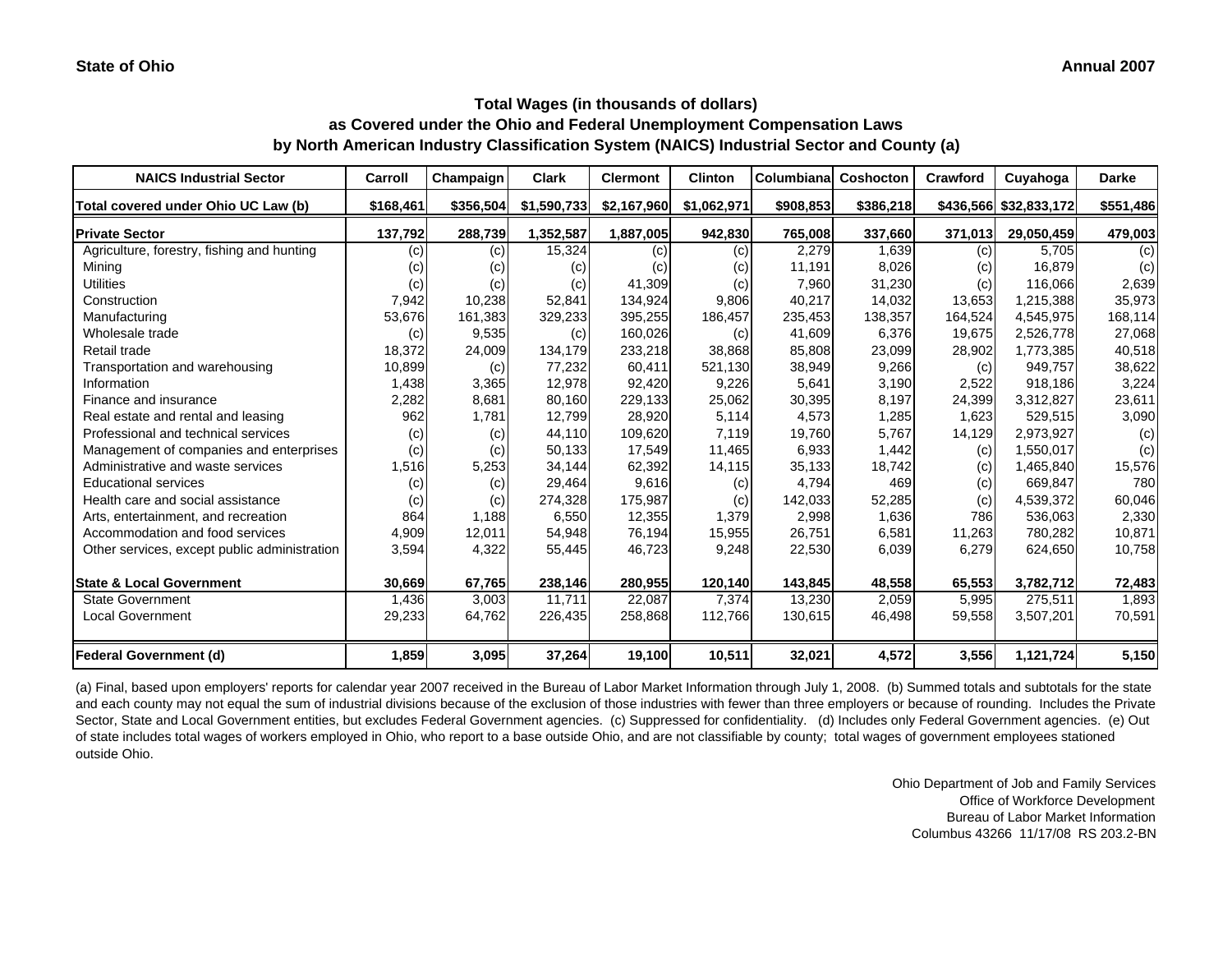State of Ohio

Annual 2007

## Total Wages (in thousands of dollars)
## as Covered under the Ohio and Federal Unemployment Compensation Laws
## by North American Industry Classification System (NAICS) Industrial Sector and County (a)

| NAICS Industrial Sector | Carroll | Champaign | Clark | Clermont | Clinton | Columbiana | Coshocton | Crawford | Cuyahoga | Darke |
|---|---|---|---|---|---|---|---|---|---|---|
| Total covered under Ohio UC Law (b) | $168,461 | $356,504 | $1,590,733 | $2,167,960 | $1,062,971 | $908,853 | $386,218 | $436,566 | $32,833,172 | $551,486 |
| **Private Sector** | **137,792** | **288,739** | **1,352,587** | **1,887,005** | **942,830** | **765,008** | **337,660** | **371,013** | **29,050,459** | **479,003** |
| Agriculture, forestry, fishing and hunting | (c) | (c) | 15,324 | (c) | (c) | 2,279 | 1,639 | (c) | 5,705 | (c) |
| Mining | (c) | (c) | (c) | (c) | (c) | 11,191 | 8,026 | (c) | 16,879 | (c) |
| Utilities | (c) | (c) | (c) | 41,309 | (c) | 7,960 | 31,230 | (c) | 116,066 | 2,639 |
| Construction | 7,942 | 10,238 | 52,841 | 134,924 | 9,806 | 40,217 | 14,032 | 13,653 | 1,215,388 | 35,973 |
| Manufacturing | 53,676 | 161,383 | 329,233 | 395,255 | 186,457 | 235,453 | 138,357 | 164,524 | 4,545,975 | 168,114 |
| Wholesale trade | (c) | 9,535 | (c) | 160,026 | (c) | 41,609 | 6,376 | 19,675 | 2,526,778 | 27,068 |
| Retail trade | 18,372 | 24,009 | 134,179 | 233,218 | 38,868 | 85,808 | 23,099 | 28,902 | 1,773,385 | 40,518 |
| Transportation and warehousing | 10,899 | (c) | 77,232 | 60,411 | 521,130 | 38,949 | 9,266 | (c) | 949,757 | 38,622 |
| Information | 1,438 | 3,365 | 12,978 | 92,420 | 9,226 | 5,641 | 3,190 | 2,522 | 918,186 | 3,224 |
| Finance and insurance | 2,282 | 8,681 | 80,160 | 229,133 | 25,062 | 30,395 | 8,197 | 24,399 | 3,312,827 | 23,611 |
| Real estate and rental and leasing | 962 | 1,781 | 12,799 | 28,920 | 5,114 | 4,573 | 1,285 | 1,623 | 529,515 | 3,090 |
| Professional and technical services | (c) | (c) | 44,110 | 109,620 | 7,119 | 19,760 | 5,767 | 14,129 | 2,973,927 | (c) |
| Management of companies and enterprises | (c) | (c) | 50,133 | 17,549 | 11,465 | 6,933 | 1,442 | (c) | 1,550,017 | (c) |
| Administrative and waste services | 1,516 | 5,253 | 34,144 | 62,392 | 14,115 | 35,133 | 18,742 | (c) | 1,465,840 | 15,576 |
| Educational services | (c) | (c) | 29,464 | 9,616 | (c) | 4,794 | 469 | (c) | 669,847 | 780 |
| Health care and social assistance | (c) | (c) | 274,328 | 175,987 | (c) | 142,033 | 52,285 | (c) | 4,539,372 | 60,046 |
| Arts, entertainment, and recreation | 864 | 1,188 | 6,550 | 12,355 | 1,379 | 2,998 | 1,636 | 786 | 536,063 | 2,330 |
| Accommodation and food services | 4,909 | 12,011 | 54,948 | 76,194 | 15,955 | 26,751 | 6,581 | 11,263 | 780,282 | 10,871 |
| Other services, except public administration | 3,594 | 4,322 | 55,445 | 46,723 | 9,248 | 22,530 | 6,039 | 6,279 | 624,650 | 10,758 |
| **State & Local Government** | **30,669** | **67,765** | **238,146** | **280,955** | **120,140** | **143,845** | **48,558** | **65,553** | **3,782,712** | **72,483** |
| State Government | 1,436 | 3,003 | 11,711 | 22,087 | 7,374 | 13,230 | 2,059 | 5,995 | 275,511 | 1,893 |
| Local Government | 29,233 | 64,762 | 226,435 | 258,868 | 112,766 | 130,615 | 46,498 | 59,558 | 3,507,201 | 70,591 |
| **Federal Government (d)** | **1,859** | **3,095** | **37,264** | **19,100** | **10,511** | **32,021** | **4,572** | **3,556** | **1,121,724** | **5,150** |

(a) Final, based upon employers' reports for calendar year 2007 received in the Bureau of Labor Market Information through July 1, 2008. (b) Summed totals and subtotals for the state and each county may not equal the sum of industrial divisions because of the exclusion of those industries with fewer than three employers or because of rounding. Includes the Private Sector, State and Local Government entities, but excludes Federal Government agencies. (c) Suppressed for confidentiality. (d) Includes only Federal Government agencies. (e) Out of state includes total wages of workers employed in Ohio, who report to a base outside Ohio, and are not classifiable by county; total wages of government employees stationed outside Ohio.

Ohio Department of Job and Family Services
Office of Workforce Development
Bureau of Labor Market Information
Columbus 43266 11/17/08 RS 203.2-BN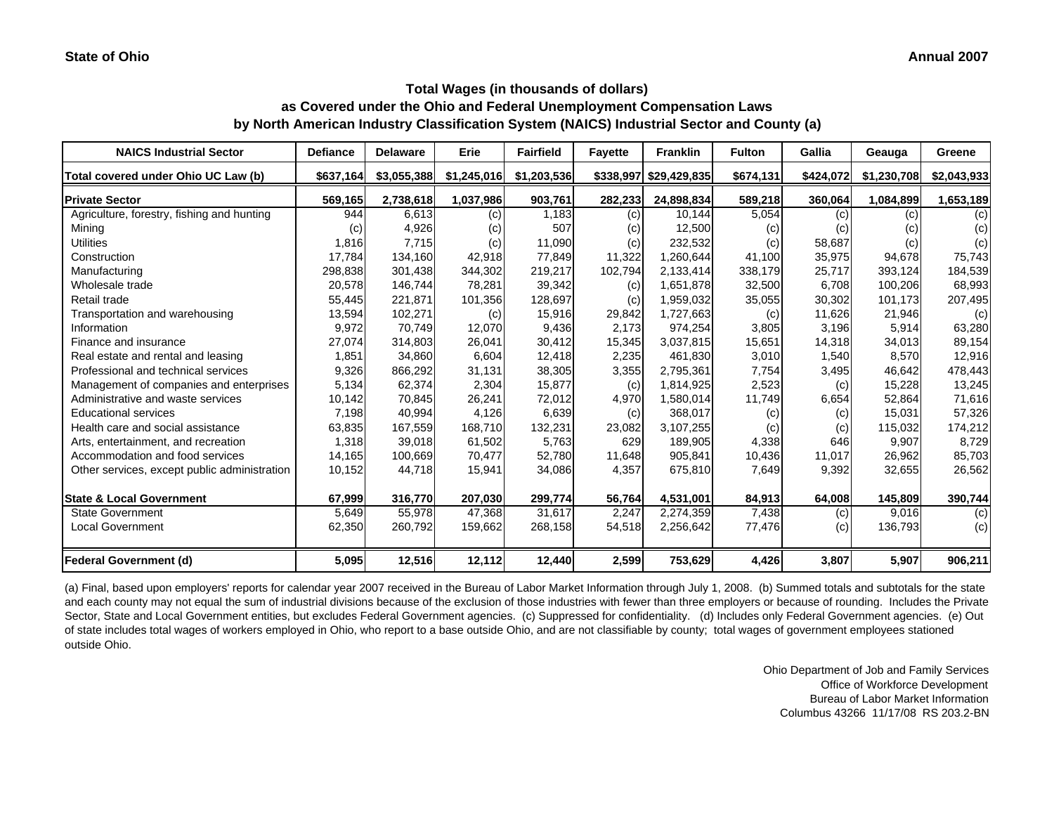**State of Ohio** **Annual 2007**

### Total Wages (in thousands of dollars) as Covered under the Ohio and Federal Unemployment Compensation Laws by North American Industry Classification System (NAICS) Industrial Sector and County (a)

| NAICS Industrial Sector | Defiance | Delaware | Erie | Fairfield | Fayette | Franklin | Fulton | Gallia | Geauga | Greene |
|---|---|---|---|---|---|---|---|---|---|---|
| Total covered under Ohio UC Law (b) | $637,164 | $3,055,388 | $1,245,016 | $1,203,536 | $338,997 | $29,429,835 | $674,131 | $424,072 | $1,230,708 | $2,043,933 |
| **Private Sector** | **569,165** | **2,738,618** | **1,037,986** | **903,761** | **282,233** | **24,898,834** | **589,218** | **360,064** | **1,084,899** | **1,653,189** |
| Agriculture, forestry, fishing and hunting | 944 | 6,613 | (c) | 1,183 | (c) | 10,144 | 5,054 | (c) | (c) | (c) |
| Mining | (c) | 4,926 | (c) | 507 | (c) | 12,500 | (c) | (c) | (c) | (c) |
| Utilities | 1,816 | 7,715 | (c) | 11,090 | (c) | 232,532 | (c) | 58,687 | (c) | (c) |
| Construction | 17,784 | 134,160 | 42,918 | 77,849 | 11,322 | 1,260,644 | 41,100 | 35,975 | 94,678 | 75,743 |
| Manufacturing | 298,838 | 301,438 | 344,302 | 219,217 | 102,794 | 2,133,414 | 338,179 | 25,717 | 393,124 | 184,539 |
| Wholesale trade | 20,578 | 146,744 | 78,281 | 39,342 | (c) | 1,651,878 | 32,500 | 6,708 | 100,206 | 68,993 |
| Retail trade | 55,445 | 221,871 | 101,356 | 128,697 | (c) | 1,959,032 | 35,055 | 30,302 | 101,173 | 207,495 |
| Transportation and warehousing | 13,594 | 102,271 | (c) | 15,916 | 29,842 | 1,727,663 | (c) | 11,626 | 21,946 | (c) |
| Information | 9,972 | 70,749 | 12,070 | 9,436 | 2,173 | 974,254 | 3,805 | 3,196 | 5,914 | 63,280 |
| Finance and insurance | 27,074 | 314,803 | 26,041 | 30,412 | 15,345 | 3,037,815 | 15,651 | 14,318 | 34,013 | 89,154 |
| Real estate and rental and leasing | 1,851 | 34,860 | 6,604 | 12,418 | 2,235 | 461,830 | 3,010 | 1,540 | 8,570 | 12,916 |
| Professional and technical services | 9,326 | 866,292 | 31,131 | 38,305 | 3,355 | 2,795,361 | 7,754 | 3,495 | 46,642 | 478,443 |
| Management of companies and enterprises | 5,134 | 62,374 | 2,304 | 15,877 | (c) | 1,814,925 | 2,523 | (c) | 15,228 | 13,245 |
| Administrative and waste services | 10,142 | 70,845 | 26,241 | 72,012 | 4,970 | 1,580,014 | 11,749 | 6,654 | 52,864 | 71,616 |
| Educational services | 7,198 | 40,994 | 4,126 | 6,639 | (c) | 368,017 | (c) | (c) | 15,031 | 57,326 |
| Health care and social assistance | 63,835 | 167,559 | 168,710 | 132,231 | 23,082 | 3,107,255 | (c) | (c) | 115,032 | 174,212 |
| Arts, entertainment, and recreation | 1,318 | 39,018 | 61,502 | 5,763 | 629 | 189,905 | 4,338 | 646 | 9,907 | 8,729 |
| Accommodation and food services | 14,165 | 100,669 | 70,477 | 52,780 | 11,648 | 905,841 | 10,436 | 11,017 | 26,962 | 85,703 |
| Other services, except public administration | 10,152 | 44,718 | 15,941 | 34,086 | 4,357 | 675,810 | 7,649 | 9,392 | 32,655 | 26,562 |
| **State & Local Government** | **67,999** | **316,770** | **207,030** | **299,774** | **56,764** | **4,531,001** | **84,913** | **64,008** | **145,809** | **390,744** |
| State Government | 5,649 | 55,978 | 47,368 | 31,617 | 2,247 | 2,274,359 | 7,438 | (c) | 9,016 | (c) |
| Local Government | 62,350 | 260,792 | 159,662 | 268,158 | 54,518 | 2,256,642 | 77,476 | (c) | 136,793 | (c) |
| **Federal Government (d)** | **5,095** | **12,516** | **12,112** | **12,440** | **2,599** | **753,629** | **4,426** | **3,807** | **5,907** | **906,211** |

(a) Final, based upon employers' reports for calendar year 2007 received in the Bureau of Labor Market Information through July 1, 2008. (b) Summed totals and subtotals for the state and each county may not equal the sum of industrial divisions because of the exclusion of those industries with fewer than three employers or because of rounding. Includes the Private Sector, State and Local Government entities, but excludes Federal Government agencies. (c) Suppressed for confidentiality. (d) Includes only Federal Government agencies. (e) Out of state includes total wages of workers employed in Ohio, who report to a base outside Ohio, and are not classifiable by county; total wages of government employees stationed outside Ohio.

Ohio Department of Job and Family Services
Office of Workforce Development
Bureau of Labor Market Information
Columbus 43266 11/17/08 RS 203.2-BN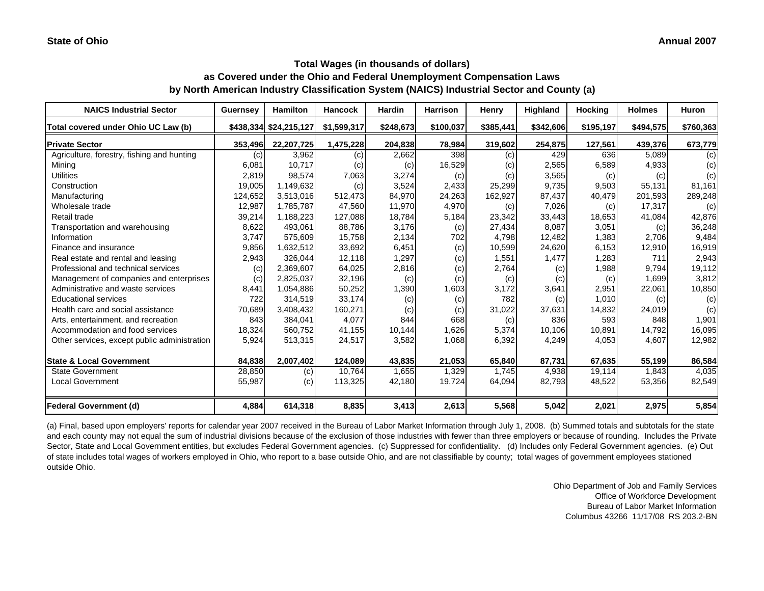**State of Ohio** **Annual 2007**

### Total Wages (in thousands of dollars)
### as Covered under the Ohio and Federal Unemployment Compensation Laws
### by North American Industry Classification System (NAICS) Industrial Sector and County (a)

| NAICS Industrial Sector | Guernsey | Hamilton | Hancock | Hardin | Harrison | Henry | Highland | Hocking | Holmes | Huron |
|---|---|---|---|---|---|---|---|---|---|---|
| Total covered under Ohio UC Law (b) | $438,334 | $24,215,127 | $1,599,317 | $248,673 | $100,037 | $385,441 | $342,606 | $195,197 | $494,575 | $760,363 |
| **Private Sector** | **353,496** | **22,207,725** | **1,475,228** | **204,838** | **78,984** | **319,602** | **254,875** | **127,561** | **439,376** | **673,779** |
| Agriculture, forestry, fishing and hunting | (c) | 3,962 | (c) | 2,662 | 398 | (c) | 429 | 636 | 5,089 | (c) |
| Mining | 6,081 | 10,717 | (c) | (c) | 16,529 | (c) | 2,565 | 6,589 | 4,933 | (c) |
| Utilities | 2,819 | 98,574 | 7,063 | 3,274 | (c) | (c) | 3,565 | (c) | (c) | (c) |
| Construction | 19,005 | 1,149,632 | (c) | 3,524 | 2,433 | 25,299 | 9,735 | 9,503 | 55,131 | 81,161 |
| Manufacturing | 124,652 | 3,513,016 | 512,473 | 84,970 | 24,263 | 162,927 | 87,437 | 40,479 | 201,593 | 289,248 |
| Wholesale trade | 12,987 | 1,785,787 | 47,560 | 11,970 | 4,970 | (c) | 7,026 | (c) | 17,317 | (c) |
| Retail trade | 39,214 | 1,188,223 | 127,088 | 18,784 | 5,184 | 23,342 | 33,443 | 18,653 | 41,084 | 42,876 |
| Transportation and warehousing | 8,622 | 493,061 | 88,786 | 3,176 | (c) | 27,434 | 8,087 | 3,051 | (c) | 36,248 |
| Information | 3,747 | 575,609 | 15,758 | 2,134 | 702 | 4,798 | 12,482 | 1,383 | 2,706 | 9,484 |
| Finance and insurance | 9,856 | 1,632,512 | 33,692 | 6,451 | (c) | 10,599 | 24,620 | 6,153 | 12,910 | 16,919 |
| Real estate and rental and leasing | 2,943 | 326,044 | 12,118 | 1,297 | (c) | 1,551 | 1,477 | 1,283 | 711 | 2,943 |
| Professional and technical services | (c) | 2,369,607 | 64,025 | 2,816 | (c) | 2,764 | (c) | 1,988 | 9,794 | 19,112 |
| Management of companies and enterprises | (c) | 2,825,037 | 32,196 | (c) | (c) | (c) | (c) | (c) | 1,699 | 3,812 |
| Administrative and waste services | 8,441 | 1,054,886 | 50,252 | 1,390 | 1,603 | 3,172 | 3,641 | 2,951 | 22,061 | 10,850 |
| Educational services | 722 | 314,519 | 33,174 | (c) | (c) | 782 | (c) | 1,010 | (c) | (c) |
| Health care and social assistance | 70,689 | 3,408,432 | 160,271 | (c) | (c) | 31,022 | 37,631 | 14,832 | 24,019 | (c) |
| Arts, entertainment, and recreation | 843 | 384,041 | 4,077 | 844 | 668 | (c) | 836 | 593 | 848 | 1,901 |
| Accommodation and food services | 18,324 | 560,752 | 41,155 | 10,144 | 1,626 | 5,374 | 10,106 | 10,891 | 14,792 | 16,095 |
| Other services, except public administration | 5,924 | 513,315 | 24,517 | 3,582 | 1,068 | 6,392 | 4,249 | 4,053 | 4,607 | 12,982 |
| **State & Local Government** | **84,838** | **2,007,402** | **124,089** | **43,835** | **21,053** | **65,840** | **87,731** | **67,635** | **55,199** | **86,584** |
| State Government | 28,850 | (c) | 10,764 | 1,655 | 1,329 | 1,745 | 4,938 | 19,114 | 1,843 | 4,035 |
| Local Government | 55,987 | (c) | 113,325 | 42,180 | 19,724 | 64,094 | 82,793 | 48,522 | 53,356 | 82,549 |
| **Federal Government (d)** | **4,884** | **614,318** | **8,835** | **3,413** | **2,613** | **5,568** | **5,042** | **2,021** | **2,975** | **5,854** |

(a) Final, based upon employers' reports for calendar year 2007 received in the Bureau of Labor Market Information through July 1, 2008. (b) Summed totals and subtotals for the state and each county may not equal the sum of industrial divisions because of the exclusion of those industries with fewer than three employers or because of rounding. Includes the Private Sector, State and Local Government entities, but excludes Federal Government agencies. (c) Suppressed for confidentiality. (d) Includes only Federal Government agencies. (e) Out of state includes total wages of workers employed in Ohio, who report to a base outside Ohio, and are not classifiable by county; total wages of government employees stationed outside Ohio.

Ohio Department of Job and Family Services
Office of Workforce Development
Bureau of Labor Market Information
Columbus 43266 11/17/08 RS 203.2-BN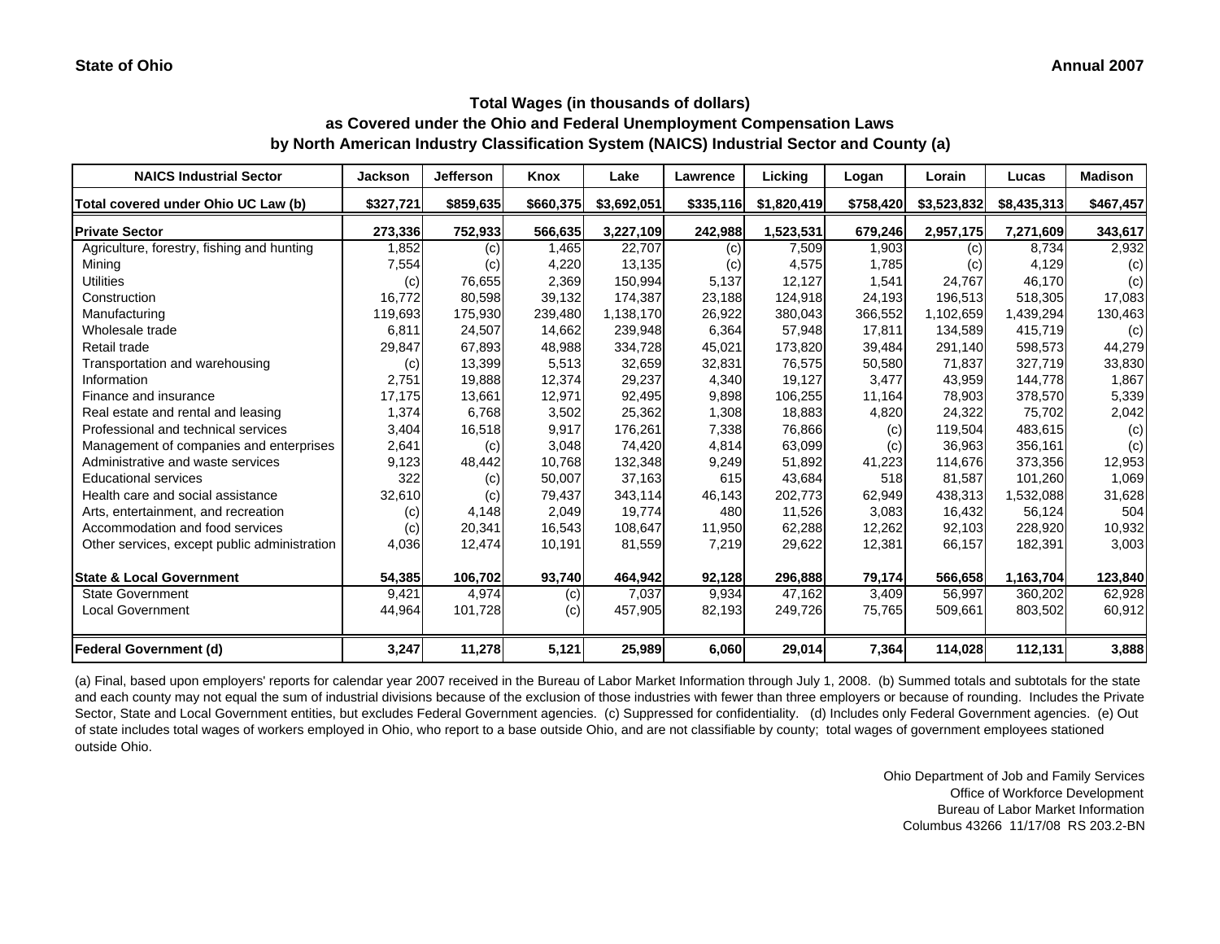**State of Ohio** **Annual 2007**

### Total Wages (in thousands of dollars)
### as Covered under the Ohio and Federal Unemployment Compensation Laws
### by North American Industry Classification System (NAICS) Industrial Sector and County (a)

| NAICS Industrial Sector | Jackson | Jefferson | Knox | Lake | Lawrence | Licking | Logan | Lorain | Lucas | Madison |
|---|---|---|---|---|---|---|---|---|---|---|
| **Total covered under Ohio UC Law (b)** | **$327,721** | **$859,635** | **$660,375** | **$3,692,051** | **$335,116** | **$1,820,419** | **$758,420** | **$3,523,832** | **$8,435,313** | **$467,457** |
| **Private Sector** | **273,336** | **752,933** | **566,635** | **3,227,109** | **242,988** | **1,523,531** | **679,246** | **2,957,175** | **7,271,609** | **343,617** |
| Agriculture, forestry, fishing and hunting | 1,852 | (c) | 1,465 | 22,707 | (c) | 7,509 | 1,903 | (c) | 8,734 | 2,932 |
| Mining | 7,554 | (c) | 4,220 | 13,135 | (c) | 4,575 | 1,785 | (c) | 4,129 | (c) |
| Utilities | (c) | 76,655 | 2,369 | 150,994 | 5,137 | 12,127 | 1,541 | 24,767 | 46,170 | (c) |
| Construction | 16,772 | 80,598 | 39,132 | 174,387 | 23,188 | 124,918 | 24,193 | 196,513 | 518,305 | 17,083 |
| Manufacturing | 119,693 | 175,930 | 239,480 | 1,138,170 | 26,922 | 380,043 | 366,552 | 1,102,659 | 1,439,294 | 130,463 |
| Wholesale trade | 6,811 | 24,507 | 14,662 | 239,948 | 6,364 | 57,948 | 17,811 | 134,589 | 415,719 | (c) |
| Retail trade | 29,847 | 67,893 | 48,988 | 334,728 | 45,021 | 173,820 | 39,484 | 291,140 | 598,573 | 44,279 |
| Transportation and warehousing | (c) | 13,399 | 5,513 | 32,659 | 32,831 | 76,575 | 50,580 | 71,837 | 327,719 | 33,830 |
| Information | 2,751 | 19,888 | 12,374 | 29,237 | 4,340 | 19,127 | 3,477 | 43,959 | 144,778 | 1,867 |
| Finance and insurance | 17,175 | 13,661 | 12,971 | 92,495 | 9,898 | 106,255 | 11,164 | 78,903 | 378,570 | 5,339 |
| Real estate and rental and leasing | 1,374 | 6,768 | 3,502 | 25,362 | 1,308 | 18,883 | 4,820 | 24,322 | 75,702 | 2,042 |
| Professional and technical services | 3,404 | 16,518 | 9,917 | 176,261 | 7,338 | 76,866 | (c) | 119,504 | 483,615 | (c) |
| Management of companies and enterprises | 2,641 | (c) | 3,048 | 74,420 | 4,814 | 63,099 | (c) | 36,963 | 356,161 | (c) |
| Administrative and waste services | 9,123 | 48,442 | 10,768 | 132,348 | 9,249 | 51,892 | 41,223 | 114,676 | 373,356 | 12,953 |
| Educational services | 322 | (c) | 50,007 | 37,163 | 615 | 43,684 | 518 | 81,587 | 101,260 | 1,069 |
| Health care and social assistance | 32,610 | (c) | 79,437 | 343,114 | 46,143 | 202,773 | 62,949 | 438,313 | 1,532,088 | 31,628 |
| Arts, entertainment, and recreation | (c) | 4,148 | 2,049 | 19,774 | 480 | 11,526 | 3,083 | 16,432 | 56,124 | 504 |
| Accommodation and food services | (c) | 20,341 | 16,543 | 108,647 | 11,950 | 62,288 | 12,262 | 92,103 | 228,920 | 10,932 |
| Other services, except public administration | 4,036 | 12,474 | 10,191 | 81,559 | 7,219 | 29,622 | 12,381 | 66,157 | 182,391 | 3,003 |
| **State & Local Government** | **54,385** | **106,702** | **93,740** | **464,942** | **92,128** | **296,888** | **79,174** | **566,658** | **1,163,704** | **123,840** |
| State Government | 9,421 | 4,974 | (c) | 7,037 | 9,934 | 47,162 | 3,409 | 56,997 | 360,202 | 62,928 |
| Local Government | 44,964 | 101,728 | (c) | 457,905 | 82,193 | 249,726 | 75,765 | 509,661 | 803,502 | 60,912 |
| **Federal Government (d)** | **3,247** | **11,278** | **5,121** | **25,989** | **6,060** | **29,014** | **7,364** | **114,028** | **112,131** | **3,888** |

(a) Final, based upon employers' reports for calendar year 2007 received in the Bureau of Labor Market Information through July 1, 2008. (b) Summed totals and subtotals for the state and each county may not equal the sum of industrial divisions because of the exclusion of those industries with fewer than three employers or because of rounding. Includes the Private Sector, State and Local Government entities, but excludes Federal Government agencies. (c) Suppressed for confidentiality. (d) Includes only Federal Government agencies. (e) Out of state includes total wages of workers employed in Ohio, who report to a base outside Ohio, and are not classifiable by county; total wages of government employees stationed outside Ohio.

Ohio Department of Job and Family Services
Office of Workforce Development
Bureau of Labor Market Information
Columbus 43266 11/17/08 RS 203.2-BN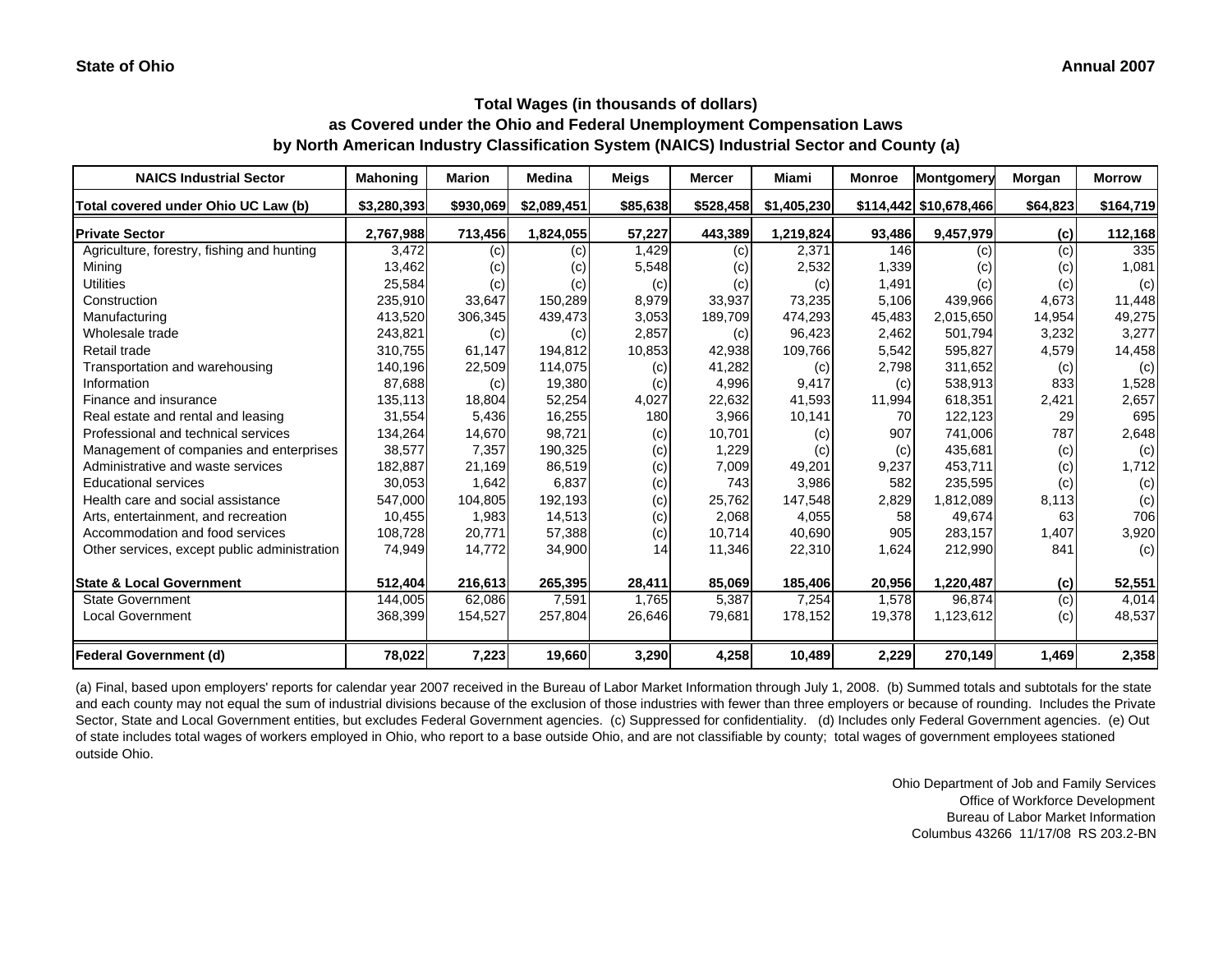**State of Ohio** **Annual 2007**

## Total Wages (in thousands of dollars)
## as Covered under the Ohio and Federal Unemployment Compensation Laws
## by North American Industry Classification System (NAICS) Industrial Sector and County (a)

| NAICS Industrial Sector | Mahoning | Marion | Medina | Meigs | Mercer | Miami | Monroe | Montgomery | Morgan | Morrow |
|---|---|---|---|---|---|---|---|---|---|---|
| **Total covered under Ohio UC Law (b)** | **$3,280,393** | **$930,069** | **$2,089,451** | **$85,638** | **$528,458** | **$1,405,230** | **$114,442** | **$10,678,466** | **$64,823** | **$164,719** |
| **Private Sector** | **2,767,988** | **713,456** | **1,824,055** | **57,227** | **443,389** | **1,219,824** | **93,486** | **9,457,979** | **(c)** | **112,168** |
| Agriculture, forestry, fishing and hunting | 3,472 | (c) | (c) | 1,429 | (c) | 2,371 | 146 | (c) | (c) | 335 |
| Mining | 13,462 | (c) | (c) | 5,548 | (c) | 2,532 | 1,339 | (c) | (c) | 1,081 |
| Utilities | 25,584 | (c) | (c) | (c) | (c) | (c) | 1,491 | (c) | (c) | (c) |
| Construction | 235,910 | 33,647 | 150,289 | 8,979 | 33,937 | 73,235 | 5,106 | 439,966 | 4,673 | 11,448 |
| Manufacturing | 413,520 | 306,345 | 439,473 | 3,053 | 189,709 | 474,293 | 45,483 | 2,015,650 | 14,954 | 49,275 |
| Wholesale trade | 243,821 | (c) | (c) | 2,857 | (c) | 96,423 | 2,462 | 501,794 | 3,232 | 3,277 |
| Retail trade | 310,755 | 61,147 | 194,812 | 10,853 | 42,938 | 109,766 | 5,542 | 595,827 | 4,579 | 14,458 |
| Transportation and warehousing | 140,196 | 22,509 | 114,075 | (c) | 41,282 | (c) | 2,798 | 311,652 | (c) | (c) |
| Information | 87,688 | (c) | 19,380 | (c) | 4,996 | 9,417 | (c) | 538,913 | 833 | 1,528 |
| Finance and insurance | 135,113 | 18,804 | 52,254 | 4,027 | 22,632 | 41,593 | 11,994 | 618,351 | 2,421 | 2,657 |
| Real estate and rental and leasing | 31,554 | 5,436 | 16,255 | 180 | 3,966 | 10,141 | 70 | 122,123 | 29 | 695 |
| Professional and technical services | 134,264 | 14,670 | 98,721 | (c) | 10,701 | (c) | 907 | 741,006 | 787 | 2,648 |
| Management of companies and enterprises | 38,577 | 7,357 | 190,325 | (c) | 1,229 | (c) | (c) | 435,681 | (c) | (c) |
| Administrative and waste services | 182,887 | 21,169 | 86,519 | (c) | 7,009 | 49,201 | 9,237 | 453,711 | (c) | 1,712 |
| Educational services | 30,053 | 1,642 | 6,837 | (c) | 743 | 3,986 | 582 | 235,595 | (c) | (c) |
| Health care and social assistance | 547,000 | 104,805 | 192,193 | (c) | 25,762 | 147,548 | 2,829 | 1,812,089 | 8,113 | (c) |
| Arts, entertainment, and recreation | 10,455 | 1,983 | 14,513 | (c) | 2,068 | 4,055 | 58 | 49,674 | 63 | 706 |
| Accommodation and food services | 108,728 | 20,771 | 57,388 | (c) | 10,714 | 40,690 | 905 | 283,157 | 1,407 | 3,920 |
| Other services, except public administration | 74,949 | 14,772 | 34,900 | 14 | 11,346 | 22,310 | 1,624 | 212,990 | 841 | (c) |
| **State & Local Government** | **512,404** | **216,613** | **265,395** | **28,411** | **85,069** | **185,406** | **20,956** | **1,220,487** | **(c)** | **52,551** |
| State Government | 144,005 | 62,086 | 7,591 | 1,765 | 5,387 | 7,254 | 1,578 | 96,874 | (c) | 4,014 |
| Local Government | 368,399 | 154,527 | 257,804 | 26,646 | 79,681 | 178,152 | 19,378 | 1,123,612 | (c) | 48,537 |
| **Federal Government (d)** | **78,022** | **7,223** | **19,660** | **3,290** | **4,258** | **10,489** | **2,229** | **270,149** | **1,469** | **2,358** |

(a) Final, based upon employers' reports for calendar year 2007 received in the Bureau of Labor Market Information through July 1, 2008. (b) Summed totals and subtotals for the state and each county may not equal the sum of industrial divisions because of the exclusion of those industries with fewer than three employers or because of rounding. Includes the Private Sector, State and Local Government entities, but excludes Federal Government agencies. (c) Suppressed for confidentiality. (d) Includes only Federal Government agencies. (e) Out of state includes total wages of workers employed in Ohio, who report to a base outside Ohio, and are not classifiable by county; total wages of government employees stationed outside Ohio.

Ohio Department of Job and Family Services
Office of Workforce Development
Bureau of Labor Market Information
Columbus 43266 11/17/08 RS 203.2-BN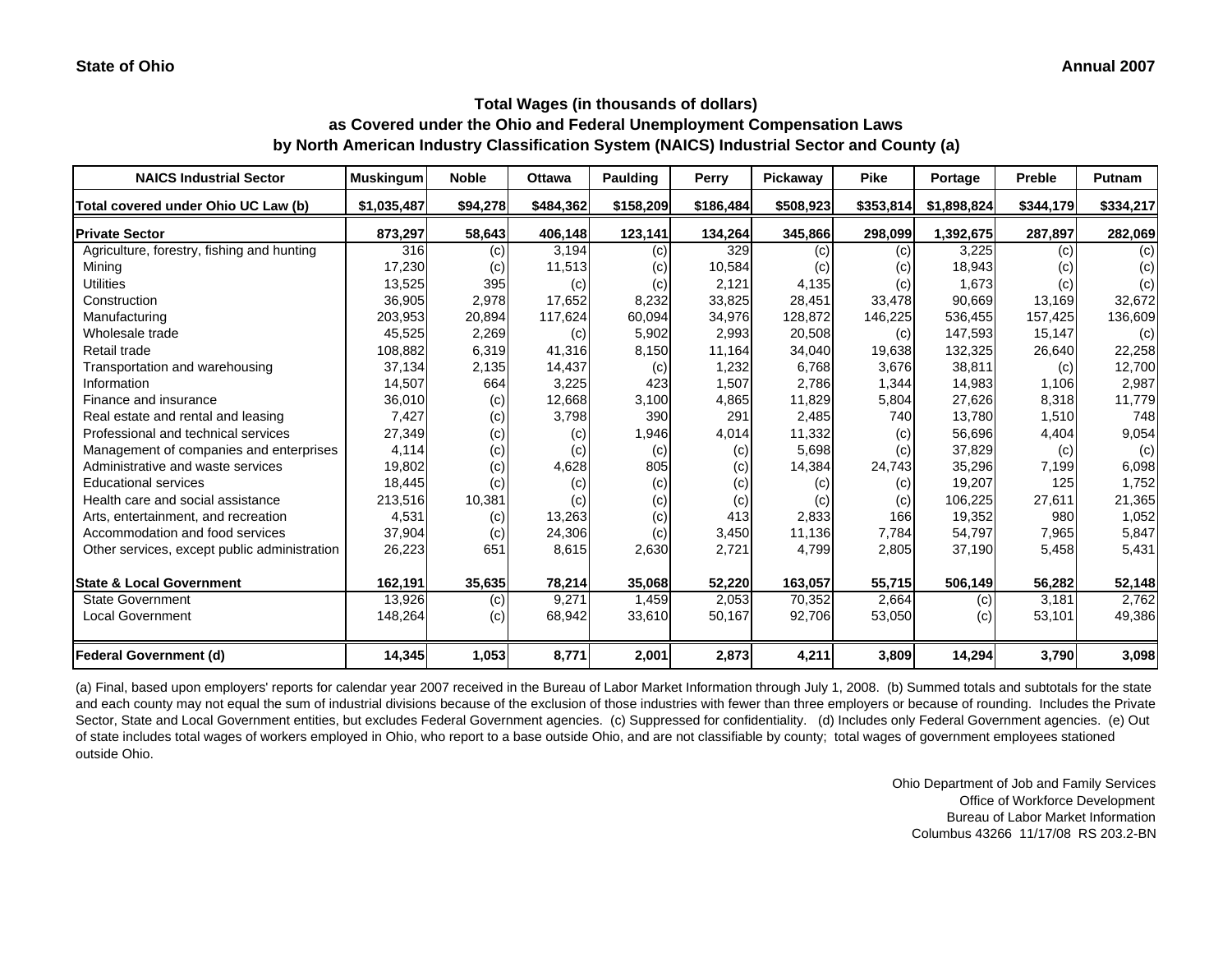**State of Ohio** **Annual 2007**

## Total Wages (in thousands of dollars)
## as Covered under the Ohio and Federal Unemployment Compensation Laws
## by North American Industry Classification System (NAICS) Industrial Sector and County (a)

| NAICS Industrial Sector | Muskingum | Noble | Ottawa | Paulding | Perry | Pickaway | Pike | Portage | Preble | Putnam |
|---|---|---|---|---|---|---|---|---|---|---|
| **Total covered under Ohio UC Law (b)** | $1,035,487 | $94,278 | $484,362 | $158,209 | $186,484 | $508,923 | $353,814 | $1,898,824 | $344,179 | $334,217 |
| **Private Sector** | 873,297 | 58,643 | 406,148 | 123,141 | 134,264 | 345,866 | 298,099 | 1,392,675 | 287,897 | 282,069 |
| Agriculture, forestry, fishing and hunting | 316 | (c) | 3,194 | (c) | 329 | (c) | (c) | 3,225 | (c) | (c) |
| Mining | 17,230 | (c) | 11,513 | (c) | 10,584 | (c) | (c) | 18,943 | (c) | (c) |
| Utilities | 13,525 | 395 | (c) | (c) | 2,121 | 4,135 | (c) | 1,673 | (c) | (c) |
| Construction | 36,905 | 2,978 | 17,652 | 8,232 | 33,825 | 28,451 | 33,478 | 90,669 | 13,169 | 32,672 |
| Manufacturing | 203,953 | 20,894 | 117,624 | 60,094 | 34,976 | 128,872 | 146,225 | 536,455 | 157,425 | 136,609 |
| Wholesale trade | 45,525 | 2,269 | (c) | 5,902 | 2,993 | 20,508 | (c) | 147,593 | 15,147 | (c) |
| Retail trade | 108,882 | 6,319 | 41,316 | 8,150 | 11,164 | 34,040 | 19,638 | 132,325 | 26,640 | 22,258 |
| Transportation and warehousing | 37,134 | 2,135 | 14,437 | (c) | 1,232 | 6,768 | 3,676 | 38,811 | (c) | 12,700 |
| Information | 14,507 | 664 | 3,225 | 423 | 1,507 | 2,786 | 1,344 | 14,983 | 1,106 | 2,987 |
| Finance and insurance | 36,010 | (c) | 12,668 | 3,100 | 4,865 | 11,829 | 5,804 | 27,626 | 8,318 | 11,779 |
| Real estate and rental and leasing | 7,427 | (c) | 3,798 | 390 | 291 | 2,485 | 740 | 13,780 | 1,510 | 748 |
| Professional and technical services | 27,349 | (c) | (c) | 1,946 | 4,014 | 11,332 | (c) | 56,696 | 4,404 | 9,054 |
| Management of companies and enterprises | 4,114 | (c) | (c) | (c) | (c) | 5,698 | (c) | 37,829 | (c) | (c) |
| Administrative and waste services | 19,802 | (c) | 4,628 | 805 | (c) | 14,384 | 24,743 | 35,296 | 7,199 | 6,098 |
| Educational services | 18,445 | (c) | (c) | (c) | (c) | (c) | (c) | 19,207 | 125 | 1,752 |
| Health care and social assistance | 213,516 | 10,381 | (c) | (c) | (c) | (c) | (c) | 106,225 | 27,611 | 21,365 |
| Arts, entertainment, and recreation | 4,531 | (c) | 13,263 | (c) | 413 | 2,833 | 166 | 19,352 | 980 | 1,052 |
| Accommodation and food services | 37,904 | (c) | 24,306 | (c) | 3,450 | 11,136 | 7,784 | 54,797 | 7,965 | 5,847 |
| Other services, except public administration | 26,223 | 651 | 8,615 | 2,630 | 2,721 | 4,799 | 2,805 | 37,190 | 5,458 | 5,431 |
| **State & Local Government** | 162,191 | 35,635 | 78,214 | 35,068 | 52,220 | 163,057 | 55,715 | 506,149 | 56,282 | 52,148 |
| State Government | 13,926 | (c) | 9,271 | 1,459 | 2,053 | 70,352 | 2,664 | (c) | 3,181 | 2,762 |
| Local Government | 148,264 | (c) | 68,942 | 33,610 | 50,167 | 92,706 | 53,050 | (c) | 53,101 | 49,386 |
| **Federal Government (d)** | 14,345 | 1,053 | 8,771 | 2,001 | 2,873 | 4,211 | 3,809 | 14,294 | 3,790 | 3,098 |

(a) Final, based upon employers' reports for calendar year 2007 received in the Bureau of Labor Market Information through July 1, 2008. (b) Summed totals and subtotals for the state and each county may not equal the sum of industrial divisions because of the exclusion of those industries with fewer than three employers or because of rounding. Includes the Private Sector, State and Local Government entities, but excludes Federal Government agencies. (c) Suppressed for confidentiality. (d) Includes only Federal Government agencies. (e) Out of state includes total wages of workers employed in Ohio, who report to a base outside Ohio, and are not classifiable by county; total wages of government employees stationed outside Ohio.

Ohio Department of Job and Family Services
Office of Workforce Development
Bureau of Labor Market Information
Columbus 43266 11/17/08 RS 203.2-BN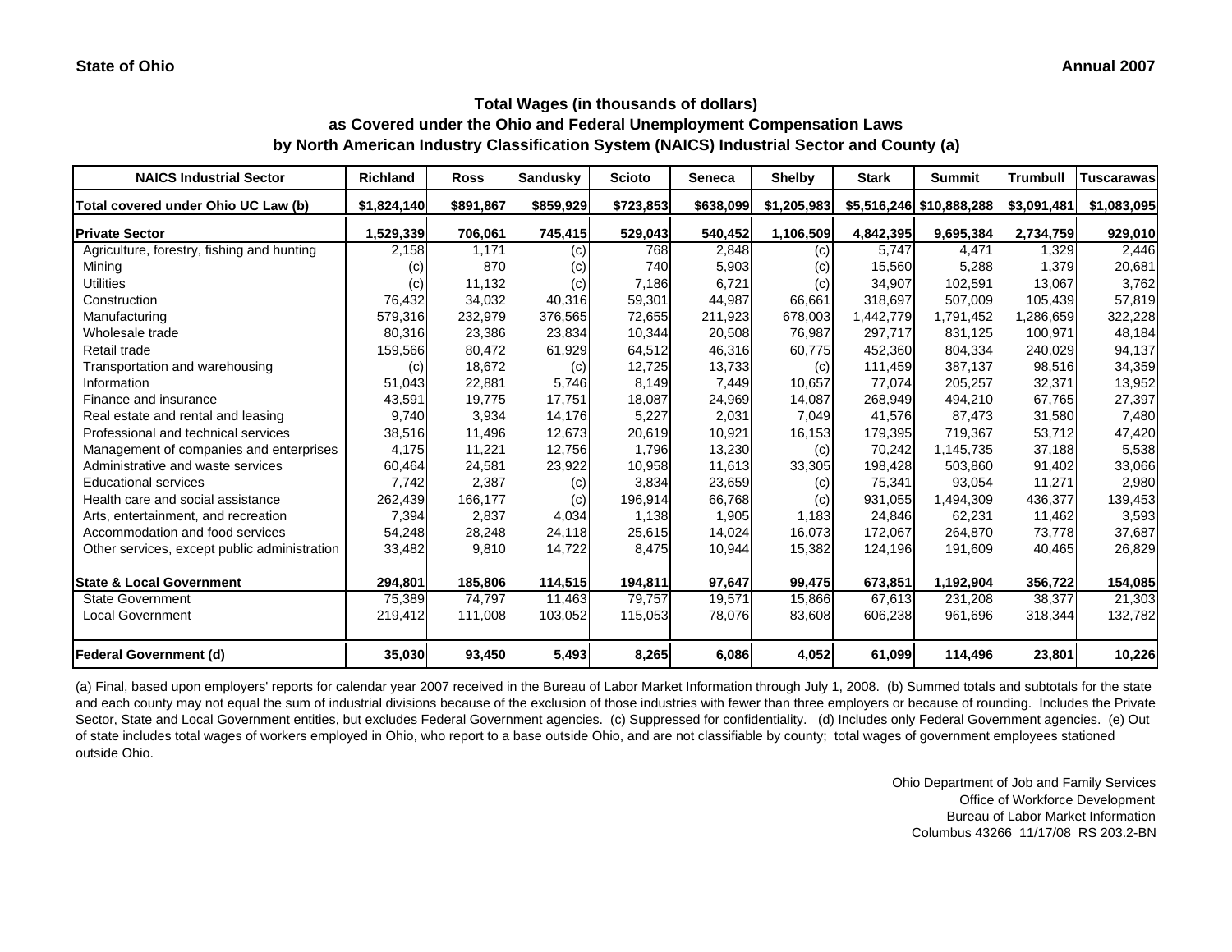**State of Ohio** **Annual 2007**

### Total Wages (in thousands of dollars)
### as Covered under the Ohio and Federal Unemployment Compensation Laws
### by North American Industry Classification System (NAICS) Industrial Sector and County (a)

| NAICS Industrial Sector | Richland | Ross | Sandusky | Scioto | Seneca | Shelby | Stark | Summit | Trumbull | Tuscarawas |
|---|---|---|---|---|---|---|---|---|---|---|
| Total covered under Ohio UC Law (b) | $1,824,140 | $891,867 | $859,929 | $723,853 | $638,099 | $1,205,983 | $5,516,246 | $10,888,288 | $3,091,481 | $1,083,095 |
| **Private Sector** | **1,529,339** | **706,061** | **745,415** | **529,043** | **540,452** | **1,106,509** | **4,842,395** | **9,695,384** | **2,734,759** | **929,010** |
| Agriculture, forestry, fishing and hunting | 2,158 | 1,171 | (c) | 768 | 2,848 | (c) | 5,747 | 4,471 | 1,329 | 2,446 |
| Mining | (c) | 870 | (c) | 740 | 5,903 | (c) | 15,560 | 5,288 | 1,379 | 20,681 |
| Utilities | (c) | 11,132 | (c) | 7,186 | 6,721 | (c) | 34,907 | 102,591 | 13,067 | 3,762 |
| Construction | 76,432 | 34,032 | 40,316 | 59,301 | 44,987 | 66,661 | 318,697 | 507,009 | 105,439 | 57,819 |
| Manufacturing | 579,316 | 232,979 | 376,565 | 72,655 | 211,923 | 678,003 | 1,442,779 | 1,791,452 | 1,286,659 | 322,228 |
| Wholesale trade | 80,316 | 23,386 | 23,834 | 10,344 | 20,508 | 76,987 | 297,717 | 831,125 | 100,971 | 48,184 |
| Retail trade | 159,566 | 80,472 | 61,929 | 64,512 | 46,316 | 60,775 | 452,360 | 804,334 | 240,029 | 94,137 |
| Transportation and warehousing | (c) | 18,672 | (c) | 12,725 | 13,733 | (c) | 111,459 | 387,137 | 98,516 | 34,359 |
| Information | 51,043 | 22,881 | 5,746 | 8,149 | 7,449 | 10,657 | 77,074 | 205,257 | 32,371 | 13,952 |
| Finance and insurance | 43,591 | 19,775 | 17,751 | 18,087 | 24,969 | 14,087 | 268,949 | 494,210 | 67,765 | 27,397 |
| Real estate and rental and leasing | 9,740 | 3,934 | 14,176 | 5,227 | 2,031 | 7,049 | 41,576 | 87,473 | 31,580 | 7,480 |
| Professional and technical services | 38,516 | 11,496 | 12,673 | 20,619 | 10,921 | 16,153 | 179,395 | 719,367 | 53,712 | 47,420 |
| Management of companies and enterprises | 4,175 | 11,221 | 12,756 | 1,796 | 13,230 | (c) | 70,242 | 1,145,735 | 37,188 | 5,538 |
| Administrative and waste services | 60,464 | 24,581 | 23,922 | 10,958 | 11,613 | 33,305 | 198,428 | 503,860 | 91,402 | 33,066 |
| Educational services | 7,742 | 2,387 | (c) | 3,834 | 23,659 | (c) | 75,341 | 93,054 | 11,271 | 2,980 |
| Health care and social assistance | 262,439 | 166,177 | (c) | 196,914 | 66,768 | (c) | 931,055 | 1,494,309 | 436,377 | 139,453 |
| Arts, entertainment, and recreation | 7,394 | 2,837 | 4,034 | 1,138 | 1,905 | 1,183 | 24,846 | 62,231 | 11,462 | 3,593 |
| Accommodation and food services | 54,248 | 28,248 | 24,118 | 25,615 | 14,024 | 16,073 | 172,067 | 264,870 | 73,778 | 37,687 |
| Other services, except public administration | 33,482 | 9,810 | 14,722 | 8,475 | 10,944 | 15,382 | 124,196 | 191,609 | 40,465 | 26,829 |
| **State & Local Government** | **294,801** | **185,806** | **114,515** | **194,811** | **97,647** | **99,475** | **673,851** | **1,192,904** | **356,722** | **154,085** |
| State Government | 75,389 | 74,797 | 11,463 | 79,757 | 19,571 | 15,866 | 67,613 | 231,208 | 38,377 | 21,303 |
| Local Government | 219,412 | 111,008 | 103,052 | 115,053 | 78,076 | 83,608 | 606,238 | 961,696 | 318,344 | 132,782 |
| **Federal Government (d)** | **35,030** | **93,450** | **5,493** | **8,265** | **6,086** | **4,052** | **61,099** | **114,496** | **23,801** | **10,226** |

(a) Final, based upon employers' reports for calendar year 2007 received in the Bureau of Labor Market Information through July 1, 2008. (b) Summed totals and subtotals for the state and each county may not equal the sum of industrial divisions because of the exclusion of those industries with fewer than three employers or because of rounding. Includes the Private Sector, State and Local Government entities, but excludes Federal Government agencies. (c) Suppressed for confidentiality. (d) Includes only Federal Government agencies. (e) Out of state includes total wages of workers employed in Ohio, who report to a base outside Ohio, and are not classifiable by county; total wages of government employees stationed outside Ohio.

Ohio Department of Job and Family Services
Office of Workforce Development
Bureau of Labor Market Information
Columbus 43266 11/17/08 RS 203.2-BN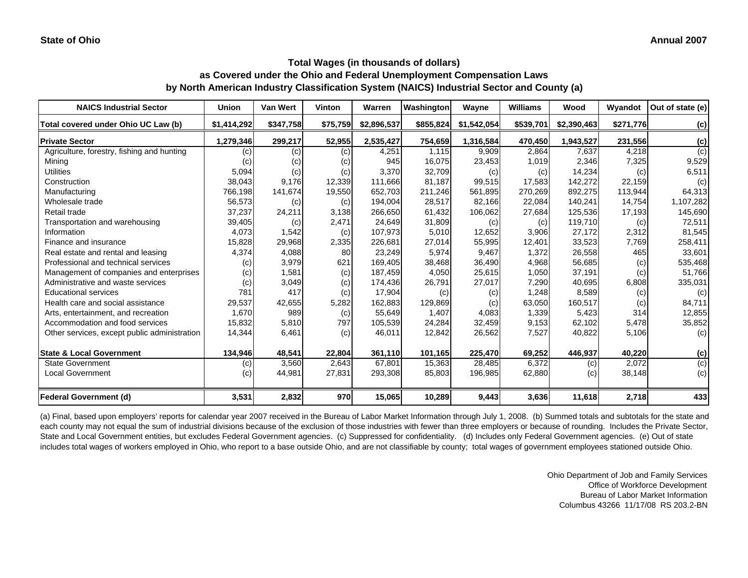**State of Ohio** **Annual 2007**

### Total Wages (in thousands of dollars)
### as Covered under the Ohio and Federal Unemployment Compensation Laws
### by North American Industry Classification System (NAICS) Industrial Sector and County (a)

| NAICS Industrial Sector | Union | Van Wert | Vinton | Warren | Washington | Wayne | Williams | Wood | Wyandot | Out of state (e) |
|---|---|---|---|---|---|---|---|---|---|---|
| **Total covered under Ohio UC Law (b)** | **$1,414,292** | **$347,758** | **$75,759** | **$2,896,537** | **$855,824** | **$1,542,054** | **$539,701** | **$2,390,463** | **$271,776** | **(c)** |
| **Private Sector** | **1,279,346** | **299,217** | **52,955** | **2,535,427** | **754,659** | **1,316,584** | **470,450** | **1,943,527** | **231,556** | **(c)** |
| Agriculture, forestry, fishing and hunting | (c) | (c) | (c) | 4,251 | 1,115 | 9,909 | 2,864 | 7,637 | 4,218 | (c) |
| Mining | (c) | (c) | (c) | 945 | 16,075 | 23,453 | 1,019 | 2,346 | 7,325 | 9,529 |
| Utilities | 5,094 | (c) | (c) | 3,370 | 32,709 | (c) | (c) | 14,234 | (c) | 6,511 |
| Construction | 38,043 | 9,176 | 12,339 | 111,666 | 81,187 | 99,515 | 17,583 | 142,272 | 22,159 | (c) |
| Manufacturing | 766,198 | 141,674 | 19,550 | 652,703 | 211,246 | 561,895 | 270,269 | 892,275 | 113,944 | 64,313 |
| Wholesale trade | 56,573 | (c) | (c) | 194,004 | 28,517 | 82,166 | 22,084 | 140,241 | 14,754 | 1,107,282 |
| Retail trade | 37,237 | 24,211 | 3,138 | 266,650 | 61,432 | 106,062 | 27,684 | 125,536 | 17,193 | 145,690 |
| Transportation and warehousing | 39,405 | (c) | 2,471 | 24,649 | 31,809 | (c) | (c) | 119,710 | (c) | 72,511 |
| Information | 4,073 | 1,542 | (c) | 107,973 | 5,010 | 12,652 | 3,906 | 27,172 | 2,312 | 81,545 |
| Finance and insurance | 15,828 | 29,968 | 2,335 | 226,681 | 27,014 | 55,995 | 12,401 | 33,523 | 7,769 | 258,411 |
| Real estate and rental and leasing | 4,374 | 4,088 | 80 | 23,249 | 5,974 | 9,467 | 1,372 | 26,558 | 465 | 33,601 |
| Professional and technical services | (c) | 3,979 | 621 | 169,405 | 38,468 | 36,490 | 4,968 | 56,685 | (c) | 535,468 |
| Management of companies and enterprises | (c) | 1,581 | (c) | 187,459 | 4,050 | 25,615 | 1,050 | 37,191 | (c) | 51,766 |
| Administrative and waste services | (c) | 3,049 | (c) | 174,436 | 26,791 | 27,017 | 7,290 | 40,695 | 6,808 | 335,031 |
| Educational services | 781 | 417 | (c) | 17,904 | (c) | (c) | 1,248 | 8,589 | (c) | (c) |
| Health care and social assistance | 29,537 | 42,655 | 5,282 | 162,883 | 129,869 | (c) | 63,050 | 160,517 | (c) | 84,711 |
| Arts, entertainment, and recreation | 1,670 | 989 | (c) | 55,649 | 1,407 | 4,083 | 1,339 | 5,423 | 314 | 12,855 |
| Accommodation and food services | 15,832 | 5,810 | 797 | 105,539 | 24,284 | 32,459 | 9,153 | 62,102 | 5,478 | 35,852 |
| Other services, except public administration | 14,344 | 6,461 | (c) | 46,011 | 12,842 | 26,562 | 7,527 | 40,822 | 5,106 | (c) |
| **State & Local Government** | **134,946** | **48,541** | **22,804** | **361,110** | **101,165** | **225,470** | **69,252** | **446,937** | **40,220** | **(c)** |
| State Government | (c) | 3,560 | 2,643 | 67,801 | 15,363 | 28,485 | 6,372 | (c) | 2,072 | (c) |
| Local Government | (c) | 44,981 | 27,831 | 293,308 | 85,803 | 196,985 | 62,880 | (c) | 38,148 | (c) |
| **Federal Government (d)** | **3,531** | **2,832** | **970** | **15,065** | **10,289** | **9,443** | **3,636** | **11,618** | **2,718** | **433** |

(a) Final, based upon employers' reports for calendar year 2007 received in the Bureau of Labor Market Information through July 1, 2008. (b) Summed totals and subtotals for the state and each county may not equal the sum of industrial divisions because of the exclusion of those industries with fewer than three employers or because of rounding. Includes the Private Sector, State and Local Government entities, but excludes Federal Government agencies. (c) Suppressed for confidentiality. (d) Includes only Federal Government agencies. (e) Out of state includes total wages of workers employed in Ohio, who report to a base outside Ohio, and are not classifiable by county; total wages of government employees stationed outside Ohio.

Ohio Department of Job and Family Services
Office of Workforce Development
Bureau of Labor Market Information
Columbus 43266 11/17/08 RS 203.2-BN